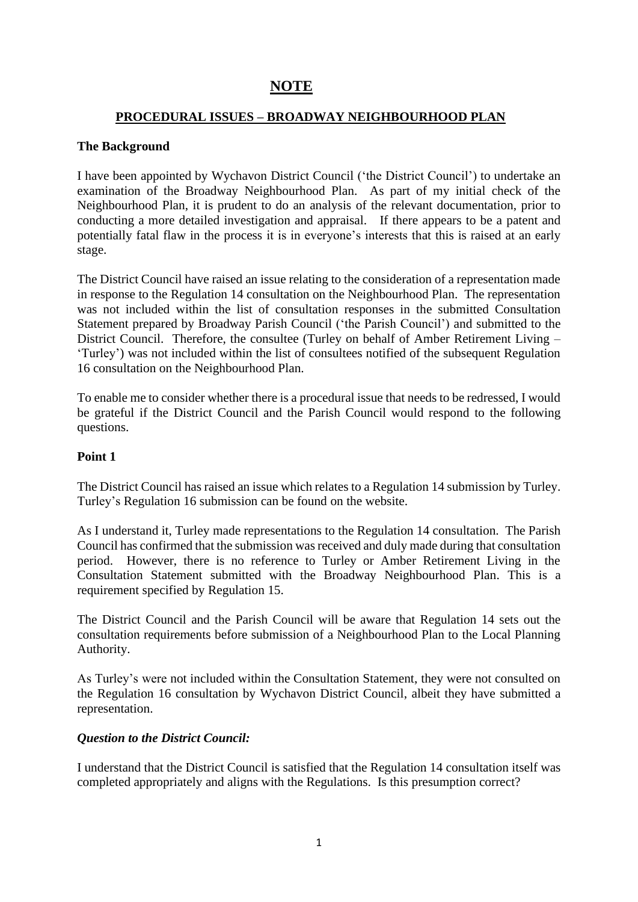# NOTE

## PROCEDURAL ISSUES – BROADWAY NEIGHBOURHOOD PLAN

### The Background

I have been appointed by Wychavon District Council ('the District Council') to undertake an examination of the Broadway Neighbourhood Plan. As part of my initial check of the Neighbourhood Plan, it is prudent to do an analysis of the relevant documentation, prior to conducting a more detailed investigation and appraisal. If there appears to be a patent and potentially fatal flaw in the process it is in everyone's interests that this is raised at an early stage.

The District Council have raised an issue relating to the consideration of a representation made in response to the Regulation 14 consultation on the Neighbourhood Plan. The representation was not included within the list of consultation responses in the submitted Consultation Statement prepared by Broadway Parish Council ('the Parish Council') and submitted to the District Council. Therefore, the consultee (Turley on behalf of Amber Retirement Living – 'Turley') was not included within the list of consultees notified of the subsequent Regulation 16 consultation on the Neighbourhood Plan.

To enable me to consider whether there is a procedural issue that needs to be redressed, I would be grateful if the District Council and the Parish Council would respond to the following questions.

### Point 1

The District Council has raised an issue which relates to a Regulation 14 submission by Turley. Turley's Regulation 16 submission can be found on the website.

As I understand it, Turley made representations to the Regulation 14 consultation. The Parish Council has confirmed that the submission was received and duly made during that consultation period. However, there is no reference to Turley or Amber Retirement Living in the Consultation Statement submitted with the Broadway Neighbourhood Plan. This is a requirement specified by Regulation 15.

The District Council and the Parish Council will be aware that Regulation 14 sets out the consultation requirements before submission of a Neighbourhood Plan to the Local Planning Authority.

As Turley's were not included within the Consultation Statement, they were not consulted on the Regulation 16 consultation by Wychavon District Council, albeit they have submitted a representation.

***Question to the District Council:***

I understand that the District Council is satisfied that the Regulation 14 consultation itself was completed appropriately and aligns with the Regulations. Is this presumption correct?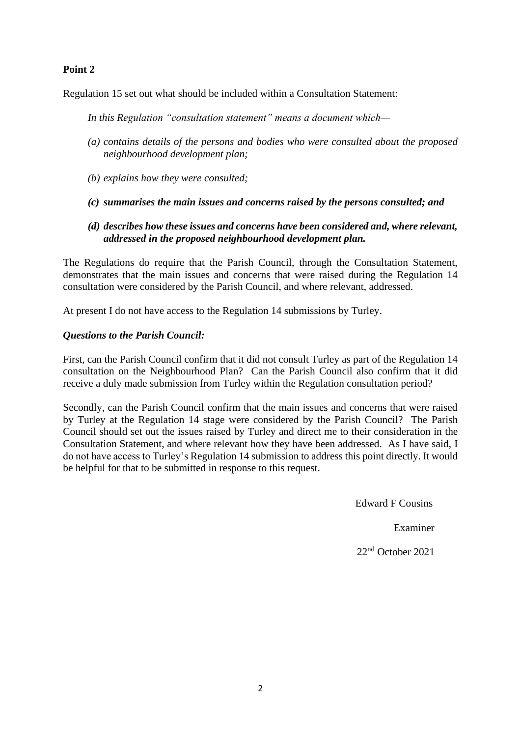**Point 2**

Regulation 15 set out what should be included within a Consultation Statement:

> *In this Regulation "consultation statement" means a document which—*
>
> *(a) contains details of the persons and bodies who were consulted about the proposed neighbourhood development plan;*
>
> *(b) explains how they were consulted;*
>
> ***(c) summarises the main issues and concerns raised by the persons consulted; and***
>
> ***(d) describes how these issues and concerns have been considered and, where relevant, addressed in the proposed neighbourhood development plan.***

The Regulations do require that the Parish Council, through the Consultation Statement, demonstrates that the main issues and concerns that were raised during the Regulation 14 consultation were considered by the Parish Council, and where relevant, addressed.

At present I do not have access to the Regulation 14 submissions by Turley.

***Questions to the Parish Council:***

First, can the Parish Council confirm that it did not consult Turley as part of the Regulation 14 consultation on the Neighbourhood Plan? Can the Parish Council also confirm that it did receive a duly made submission from Turley within the Regulation consultation period?

Secondly, can the Parish Council confirm that the main issues and concerns that were raised by Turley at the Regulation 14 stage were considered by the Parish Council? The Parish Council should set out the issues raised by Turley and direct me to their consideration in the Consultation Statement, and where relevant how they have been addressed. As I have said, I do not have access to Turley's Regulation 14 submission to address this point directly. It would be helpful for that to be submitted in response to this request.

Edward F Cousins

Examiner

22nd October 2021